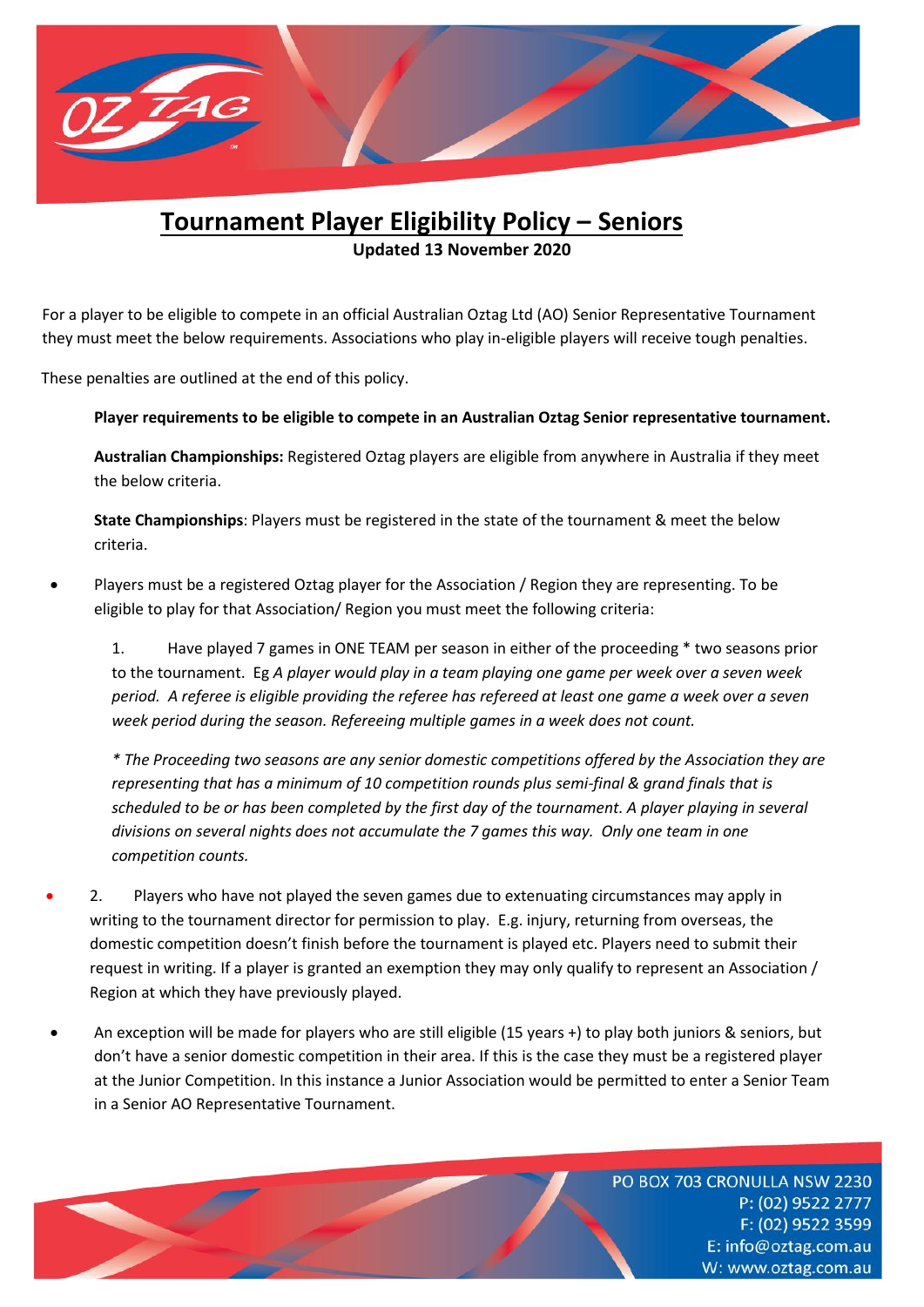# Tournament Player Eligibility Policy – Seniors

**Updated 13 November 2020**

For a player to be eligible to compete in an official Australian Oztag Ltd (AO) Senior Representative Tournament they must meet the below requirements. Associations who play in-eligible players will receive tough penalties.

These penalties are outlined at the end of this policy.

**Player requirements to be eligible to compete in an Australian Oztag Senior representative tournament.**

**Australian Championships:** Registered Oztag players are eligible from anywhere in Australia if they meet the below criteria.

**State Championships**: Players must be registered in the state of the tournament & meet the below criteria.

- Players must be a registered Oztag player for the Association / Region they are representing. To be eligible to play for that Association/ Region you must meet the following criteria:

  1. Have played 7 games in ONE TEAM per season in either of the proceeding * two seasons prior to the tournament. Eg *A player would play in a team playing one game per week over a seven week period. A referee is eligible providing the referee has refereed at least one game a week over a seven week period during the season. Refereeing multiple games in a week does not count.*

  *\* The Proceeding two seasons are any senior domestic competitions offered by the Association they are representing that has a minimum of 10 competition rounds plus semi-final & grand finals that is scheduled to be or has been completed by the first day of the tournament. A player playing in several divisions on several nights does not accumulate the 7 games this way. Only one team in one competition counts.*

- 2. Players who have not played the seven games due to extenuating circumstances may apply in writing to the tournament director for permission to play. E.g. injury, returning from overseas, the domestic competition doesn't finish before the tournament is played etc. Players need to submit their request in writing. If a player is granted an exemption they may only qualify to represent an Association / Region at which they have previously played.

- An exception will be made for players who are still eligible (15 years +) to play both juniors & seniors, but don't have a senior domestic competition in their area. If this is the case they must be a registered player at the Junior Competition. In this instance a Junior Association would be permitted to enter a Senior Team in a Senior AO Representative Tournament.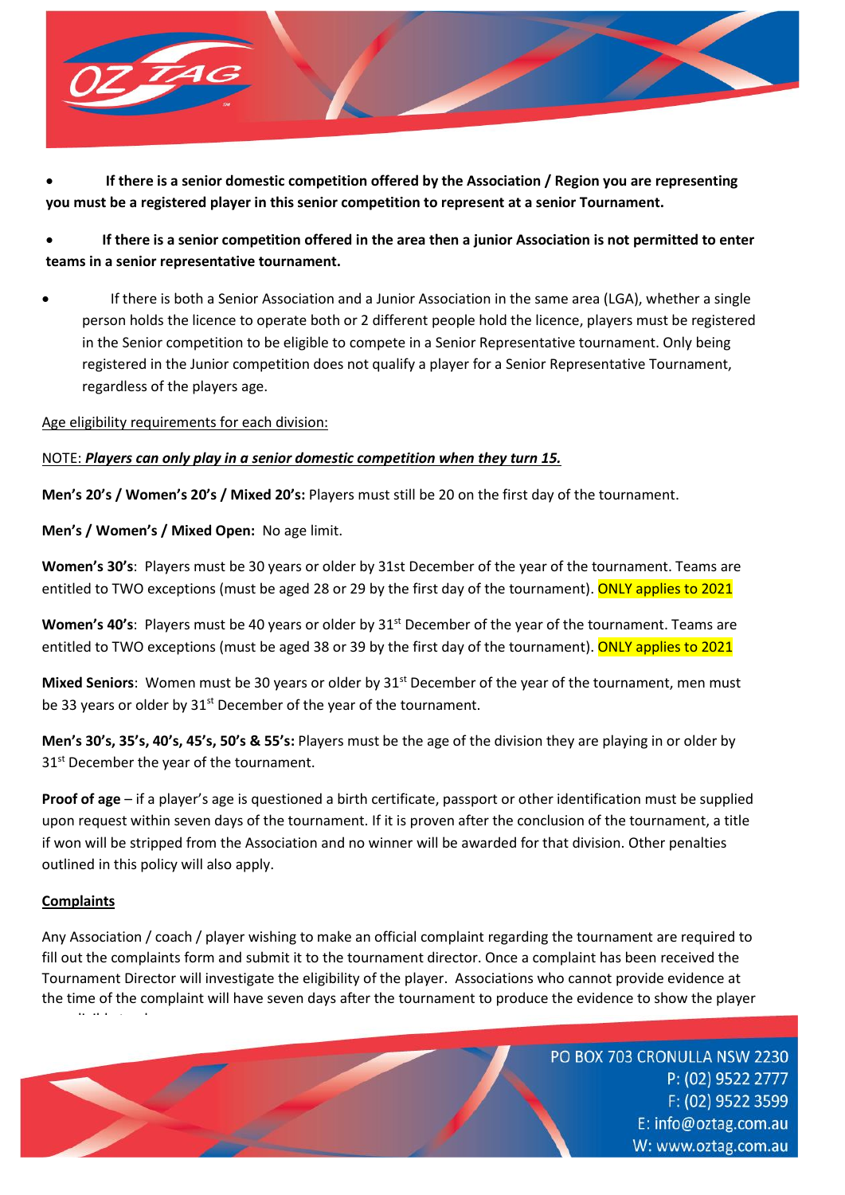- **If there is a senior domestic competition offered by the Association / Region you are representing you must be a registered player in this senior competition to represent at a senior Tournament.**

- **If there is a senior competition offered in the area then a junior Association is not permitted to enter teams in a senior representative tournament.**

- If there is both a Senior Association and a Junior Association in the same area (LGA), whether a single person holds the licence to operate both or 2 different people hold the licence, players must be registered in the Senior competition to be eligible to compete in a Senior Representative tournament. Only being registered in the Junior competition does not qualify a player for a Senior Representative Tournament, regardless of the players age.

Age eligibility requirements for each division:

NOTE: ***Players can only play in a senior domestic competition when they turn 15.***

**Men's 20's / Women's 20's / Mixed 20's:** Players must still be 20 on the first day of the tournament.

**Men's / Women's / Mixed Open:** No age limit.

**Women's 30's**: Players must be 30 years or older by 31st December of the year of the tournament. Teams are entitled to TWO exceptions (must be aged 28 or 29 by the first day of the tournament). ONLY applies to 2021

**Women's 40's**: Players must be 40 years or older by 31st December of the year of the tournament. Teams are entitled to TWO exceptions (must be aged 38 or 39 by the first day of the tournament). ONLY applies to 2021

**Mixed Seniors**: Women must be 30 years or older by 31st December of the year of the tournament, men must be 33 years or older by 31st December of the year of the tournament.

**Men's 30's, 35's, 40's, 45's, 50's & 55's:** Players must be the age of the division they are playing in or older by 31st December the year of the tournament.

**Proof of age** – if a player's age is questioned a birth certificate, passport or other identification must be supplied upon request within seven days of the tournament. If it is proven after the conclusion of the tournament, a title if won will be stripped from the Association and no winner will be awarded for that division. Other penalties outlined in this policy will also apply.

**Complaints**

Any Association / coach / player wishing to make an official complaint regarding the tournament are required to fill out the complaints form and submit it to the tournament director. Once a complaint has been received the Tournament Director will investigate the eligibility of the player. Associations who cannot provide evidence at the time of the complaint will have seven days after the tournament to produce the evidence to show the player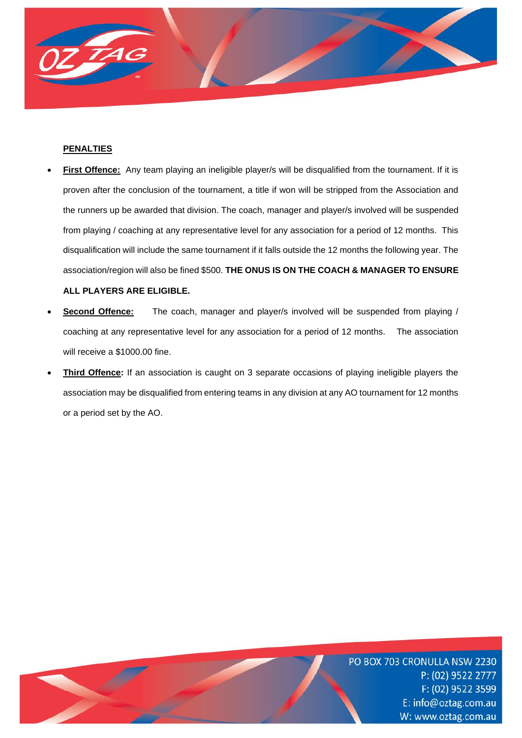**PENALTIES**

- **First Offence:** Any team playing an ineligible player/s will be disqualified from the tournament. If it is proven after the conclusion of the tournament, a title if won will be stripped from the Association and the runners up be awarded that division. The coach, manager and player/s involved will be suspended from playing / coaching at any representative level for any association for a period of 12 months. This disqualification will include the same tournament if it falls outside the 12 months the following year. The association/region will also be fined $500. **THE ONUS IS ON THE COACH & MANAGER TO ENSURE ALL PLAYERS ARE ELIGIBLE.**
- **Second Offence:** The coach, manager and player/s involved will be suspended from playing / coaching at any representative level for any association for a period of 12 months. The association will receive a $1000.00 fine.
- **Third Offence:** If an association is caught on 3 separate occasions of playing ineligible players the association may be disqualified from entering teams in any division at any AO tournament for 12 months or a period set by the AO.